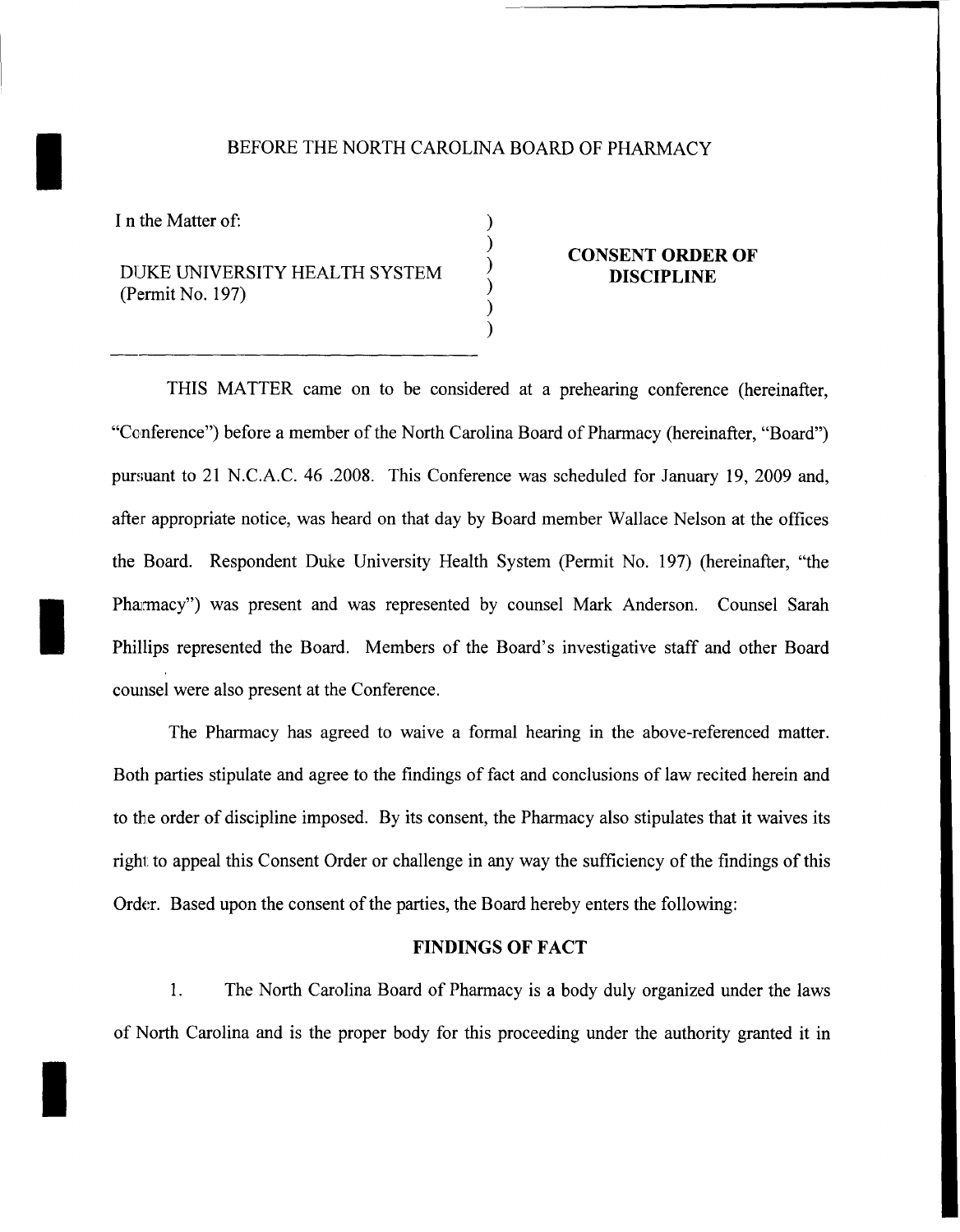BEFORE THE NORTH CAROLINA BOARD OF PHARMACY

| | | |
|---|---|---|
| I n the Matter of: | ) | |
| | ) | **CONSENT ORDER OF DISCIPLINE** |
| DUKE UNIVERSITY HEALTH SYSTEM (Permit No. 197) | ) | |
| | ) | |

THIS MATTER came on to be considered at a prehearing conference (hereinafter, "Conference") before a member of the North Carolina Board of Pharmacy (hereinafter, "Board") pursuant to 21 N.C.A.C. 46 .2008. This Conference was scheduled for January 19, 2009 and, after appropriate notice, was heard on that day by Board member Wallace Nelson at the offices the Board. Respondent Duke University Health System (Permit No. 197) (hereinafter, "the Pharmacy") was present and was represented by counsel Mark Anderson. Counsel Sarah Phillips represented the Board. Members of the Board's investigative staff and other Board counsel were also present at the Conference.

The Pharmacy has agreed to waive a formal hearing in the above-referenced matter. Both parties stipulate and agree to the findings of fact and conclusions of law recited herein and to the order of discipline imposed. By its consent, the Pharmacy also stipulates that it waives its right to appeal this Consent Order or challenge in any way the sufficiency of the findings of this Order. Based upon the consent of the parties, the Board hereby enters the following:

## FINDINGS OF FACT

1. The North Carolina Board of Pharmacy is a body duly organized under the laws of North Carolina and is the proper body for this proceeding under the authority granted it in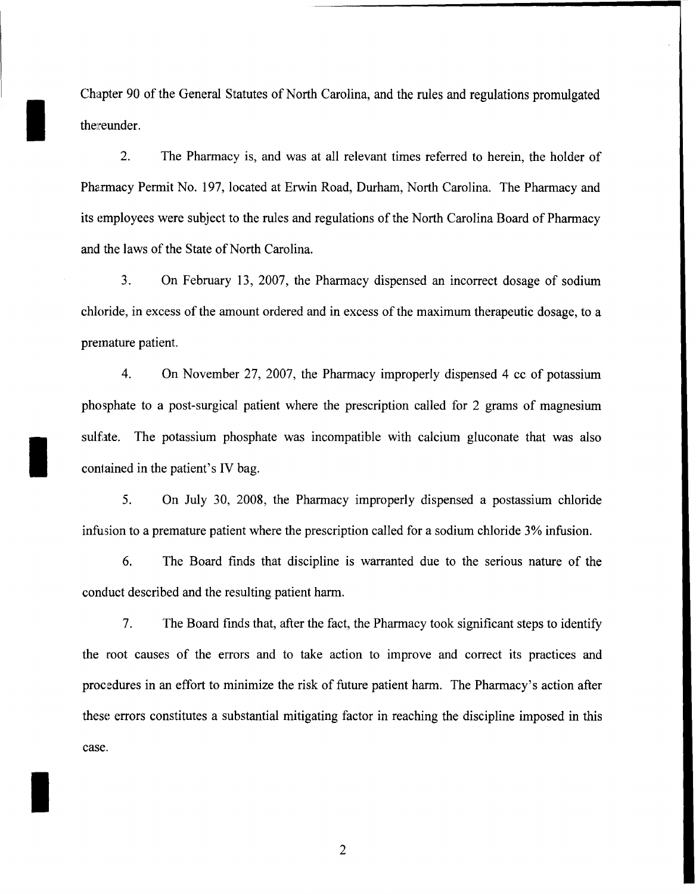Chapter 90 of the General Statutes of North Carolina, and the rules and regulations promulgated thereunder.

2. The Pharmacy is, and was at all relevant times referred to herein, the holder of Pharmacy Permit No. 197, located at Erwin Road, Durham, North Carolina. The Pharmacy and its employees were subject to the rules and regulations of the North Carolina Board of Pharmacy and the laws of the State of North Carolina.

3. On February 13, 2007, the Pharmacy dispensed an incorrect dosage of sodium chloride, in excess of the amount ordered and in excess of the maximum therapeutic dosage, to a premature patient.

4. On November 27, 2007, the Pharmacy improperly dispensed 4 cc of potassium phosphate to a post-surgical patient where the prescription called for 2 grams of magnesium sulfate. The potassium phosphate was incompatible with calcium gluconate that was also contained in the patient's IV bag.

5. On July 30, 2008, the Pharmacy improperly dispensed a postassium chloride infusion to a premature patient where the prescription called for a sodium chloride 3% infusion.

6. The Board finds that discipline is warranted due to the serious nature of the conduct described and the resulting patient harm.

7. The Board finds that, after the fact, the Pharmacy took significant steps to identify the root causes of the errors and to take action to improve and correct its practices and procedures in an effort to minimize the risk of future patient harm. The Pharmacy's action after these errors constitutes a substantial mitigating factor in reaching the discipline imposed in this case.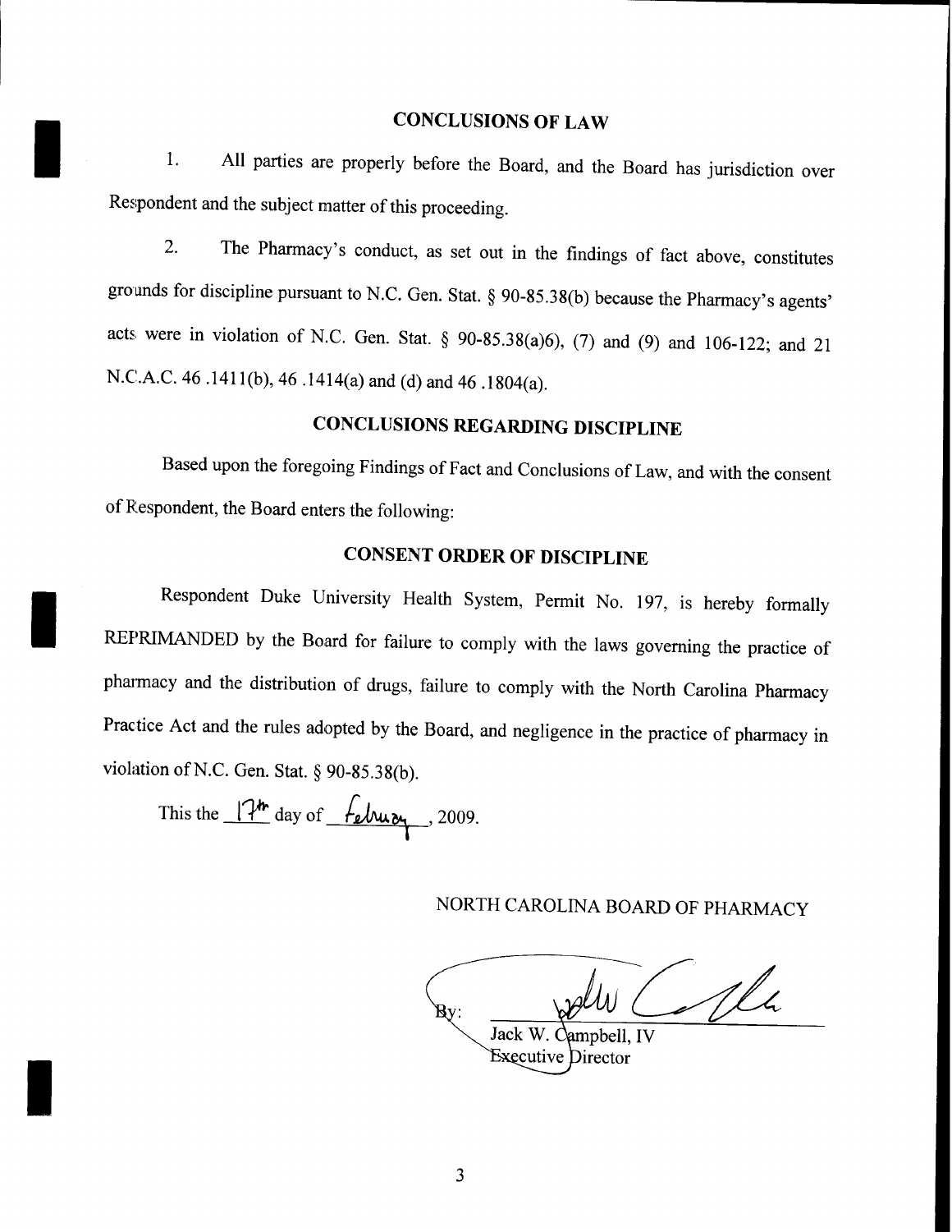## CONCLUSIONS OF LAW

1. All parties are properly before the Board, and the Board has jurisdiction over Respondent and the subject matter of this proceeding.

2. The Pharmacy's conduct, as set out in the findings of fact above, constitutes grounds for discipline pursuant to N.C. Gen. Stat. § 90-85.38(b) because the Pharmacy's agents' acts were in violation of N.C. Gen. Stat. § 90-85.38(a)6), (7) and (9) and 106-122; and 21 N.C.A.C. 46 .1411(b), 46 .1414(a) and (d) and 46 .1804(a).

## CONCLUSIONS REGARDING DISCIPLINE

Based upon the foregoing Findings of Fact and Conclusions of Law, and with the consent of Respondent, the Board enters the following:

## CONSENT ORDER OF DISCIPLINE

Respondent Duke University Health System, Permit No. 197, is hereby formally REPRIMANDED by the Board for failure to comply with the laws governing the practice of pharmacy and the distribution of drugs, failure to comply with the North Carolina Pharmacy Practice Act and the rules adopted by the Board, and negligence in the practice of pharmacy in violation of N.C. Gen. Stat. § 90-85.38(b).

This the 17th day of February, 2009.

NORTH CAROLINA BOARD OF PHARMACY

By: [signature]
Jack W. Campbell, IV
Executive Director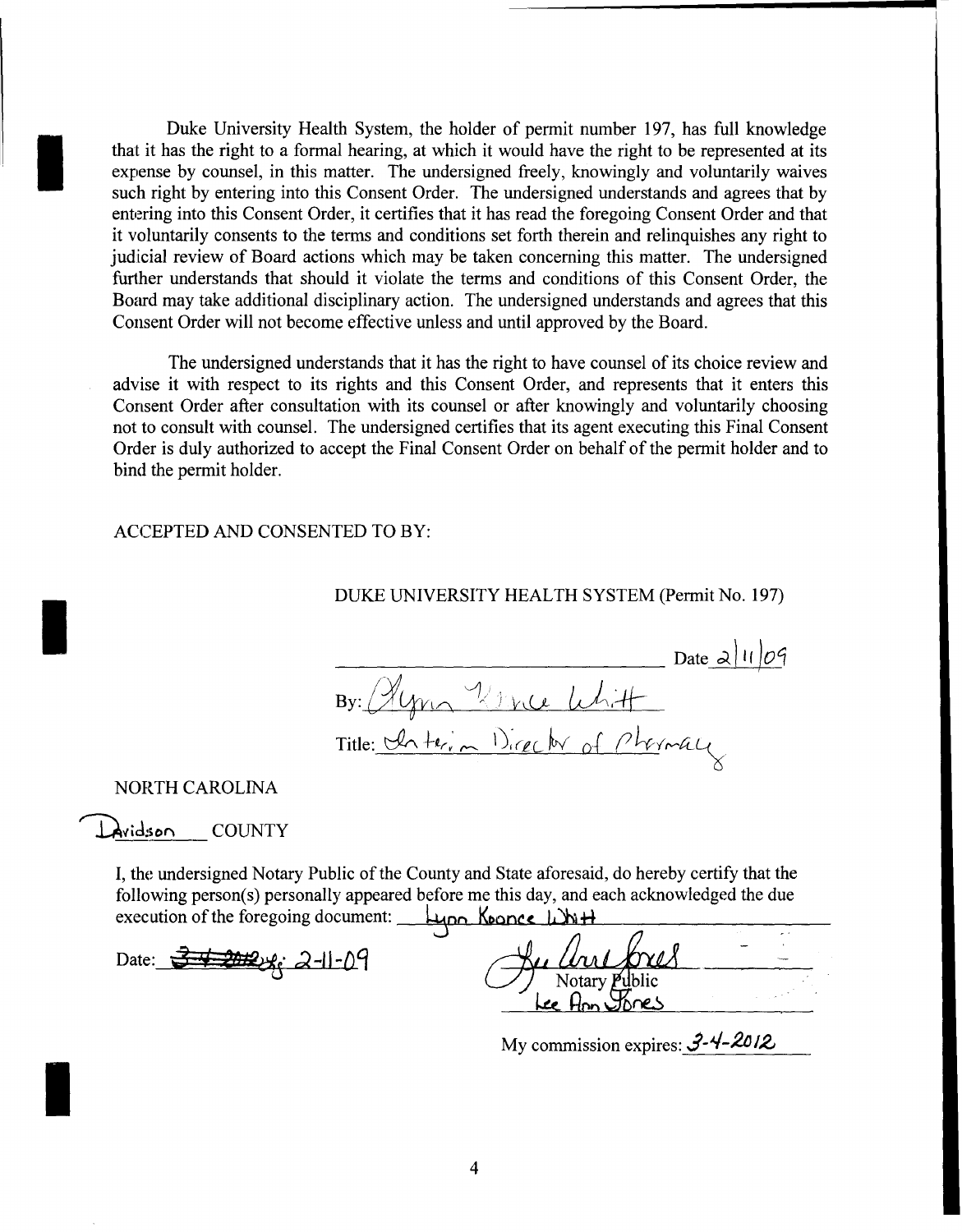Duke University Health System, the holder of permit number 197, has full knowledge that it has the right to a formal hearing, at which it would have the right to be represented at its expense by counsel, in this matter. The undersigned freely, knowingly and voluntarily waives such right by entering into this Consent Order. The undersigned understands and agrees that by entering into this Consent Order, it certifies that it has read the foregoing Consent Order and that it voluntarily consents to the terms and conditions set forth therein and relinquishes any right to judicial review of Board actions which may be taken concerning this matter. The undersigned further understands that should it violate the terms and conditions of this Consent Order, the Board may take additional disciplinary action. The undersigned understands and agrees that this Consent Order will not become effective unless and until approved by the Board.

The undersigned understands that it has the right to have counsel of its choice review and advise it with respect to its rights and this Consent Order, and represents that it enters this Consent Order after consultation with its counsel or after knowingly and voluntarily choosing not to consult with counsel. The undersigned certifies that its agent executing this Final Consent Order is duly authorized to accept the Final Consent Order on behalf of the permit holder and to bind the permit holder.

ACCEPTED AND CONSENTED TO BY:

DUKE UNIVERSITY HEALTH SYSTEM (Permit No. 197)

______________________________ Date 2/11/09

By: Lynn Koonce Whitt

Title: Interim Director of Pharmacy

NORTH CAROLINA

Davidson COUNTY

I, the undersigned Notary Public of the County and State aforesaid, do hereby certify that the following person(s) personally appeared before me this day, and each acknowledged the due execution of the foregoing document: Lynn Koonce Whitt

Date: ~~3-4-2012~~ 2-11-09

Notary Public
Lee Ann Jones

My commission expires: 3-4-2012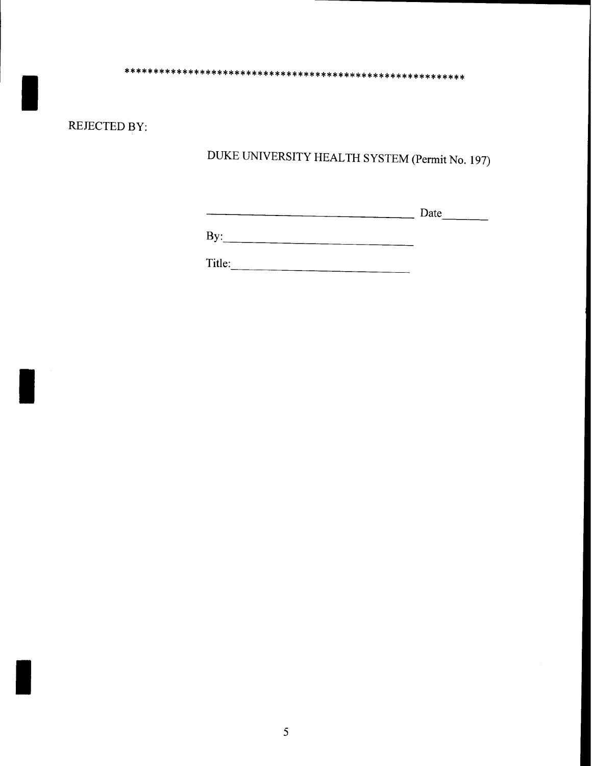*********************************************************

REJECTED BY:

DUKE UNIVERSITY HEALTH SYSTEM (Permit No. 197)

_________________________________ Date________

By:_______________________________

Title:_____________________________